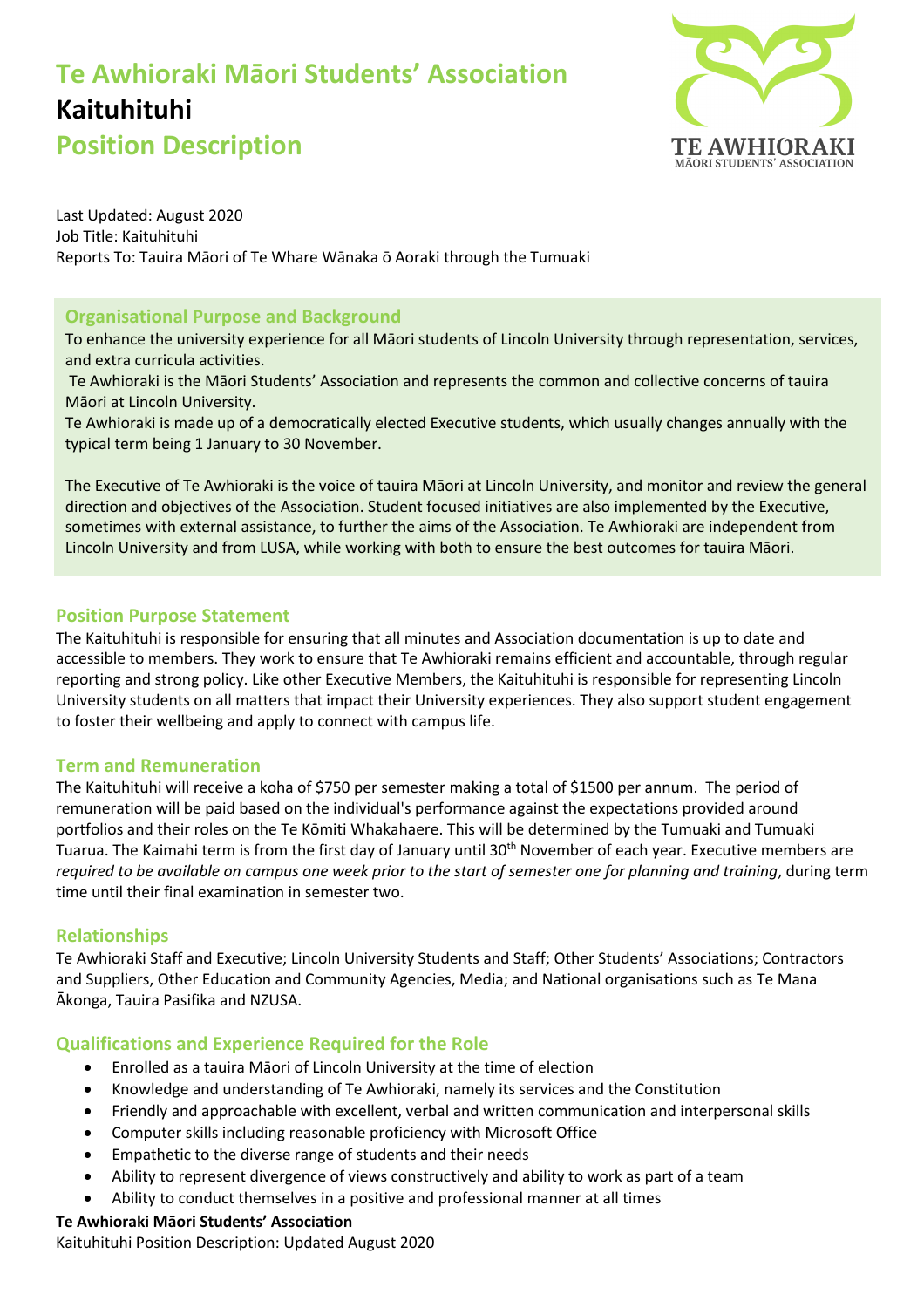# Te Awhioraki Māori Students' Association

# Kaituhituhi

# Position Description

Last Updated: August 2020
Job Title: Kaituhituhi
Reports To: Tauira Māori of Te Whare Wānaka ō Aoraki through the Tumuaki

## Organisational Purpose and Background

To enhance the university experience for all Māori students of Lincoln University through representation, services, and extra curricula activities.

Te Awhioraki is the Māori Students' Association and represents the common and collective concerns of tauira Māori at Lincoln University.

Te Awhioraki is made up of a democratically elected Executive students, which usually changes annually with the typical term being 1 January to 30 November.

The Executive of Te Awhioraki is the voice of tauira Māori at Lincoln University, and monitor and review the general direction and objectives of the Association. Student focused initiatives are also implemented by the Executive, sometimes with external assistance, to further the aims of the Association. Te Awhioraki are independent from Lincoln University and from LUSA, while working with both to ensure the best outcomes for tauira Māori.

## Position Purpose Statement

The Kaituhituhi is responsible for ensuring that all minutes and Association documentation is up to date and accessible to members. They work to ensure that Te Awhioraki remains efficient and accountable, through regular reporting and strong policy. Like other Executive Members, the Kaituhituhi is responsible for representing Lincoln University students on all matters that impact their University experiences. They also support student engagement to foster their wellbeing and apply to connect with campus life.

## Term and Remuneration

The Kaituhituhi will receive a koha of $750 per semester making a total of $1500 per annum. The period of remuneration will be paid based on the individual's performance against the expectations provided around portfolios and their roles on the Te Kōmiti Whakahaere. This will be determined by the Tumuaki and Tumuaki Tuarua. The Kaimahi term is from the first day of January until 30th November of each year. Executive members are *required to be available on campus one week prior to the start of semester one for planning and training*, during term time until their final examination in semester two.

## Relationships

Te Awhioraki Staff and Executive; Lincoln University Students and Staff; Other Students' Associations; Contractors and Suppliers, Other Education and Community Agencies, Media; and National organisations such as Te Mana Ākonga, Tauira Pasifika and NZUSA.

## Qualifications and Experience Required for the Role

- Enrolled as a tauira Māori of Lincoln University at the time of election
- Knowledge and understanding of Te Awhioraki, namely its services and the Constitution
- Friendly and approachable with excellent, verbal and written communication and interpersonal skills
- Computer skills including reasonable proficiency with Microsoft Office
- Empathetic to the diverse range of students and their needs
- Ability to represent divergence of views constructively and ability to work as part of a team
- Ability to conduct themselves in a positive and professional manner at all times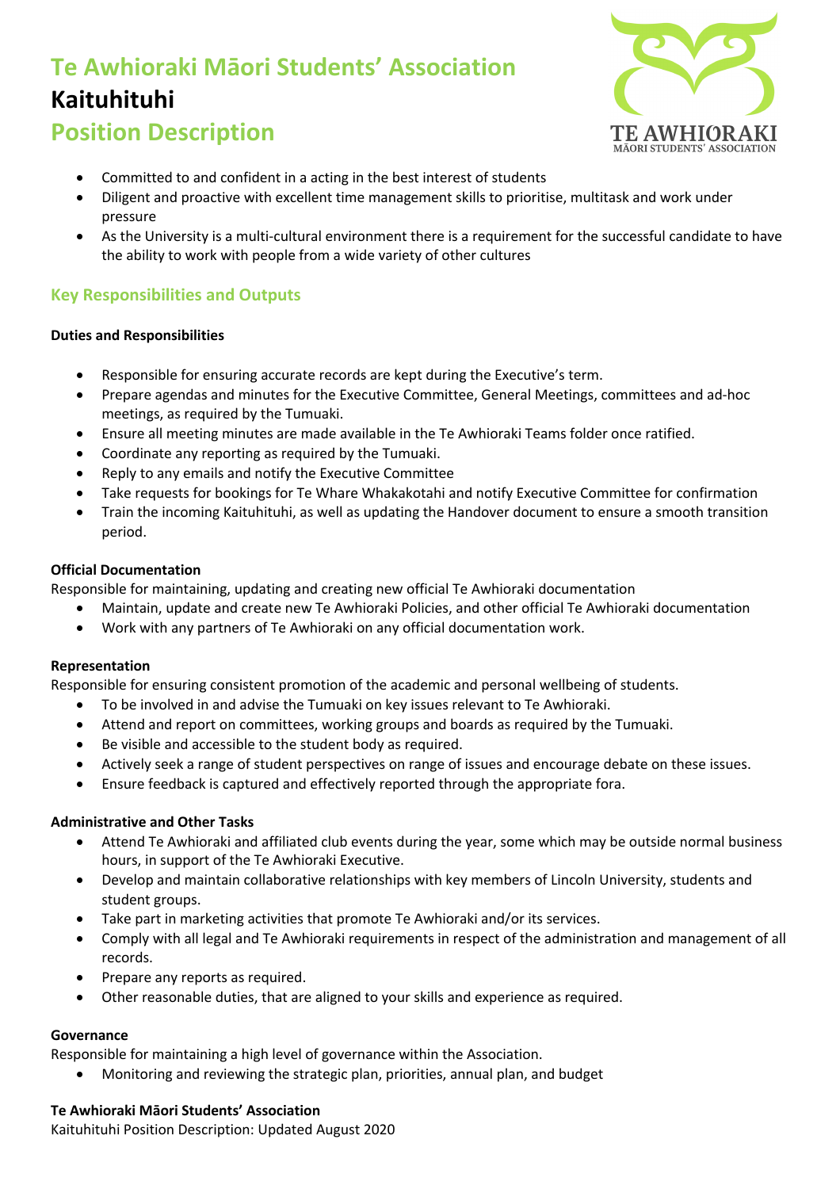- Committed to and confident in a acting in the best interest of students
- Diligent and proactive with excellent time management skills to prioritise, multitask and work under pressure
- As the University is a multi-cultural environment there is a requirement for the successful candidate to have the ability to work with people from a wide variety of other cultures

## Key Responsibilities and Outputs

**Duties and Responsibilities**

- Responsible for ensuring accurate records are kept during the Executive's term.
- Prepare agendas and minutes for the Executive Committee, General Meetings, committees and ad-hoc meetings, as required by the Tumuaki.
- Ensure all meeting minutes are made available in the Te Awhioraki Teams folder once ratified.
- Coordinate any reporting as required by the Tumuaki.
- Reply to any emails and notify the Executive Committee
- Take requests for bookings for Te Whare Whakakotahi and notify Executive Committee for confirmation
- Train the incoming Kaituhituhi, as well as updating the Handover document to ensure a smooth transition period.

**Official Documentation**

Responsible for maintaining, updating and creating new official Te Awhioraki documentation

- Maintain, update and create new Te Awhioraki Policies, and other official Te Awhioraki documentation
- Work with any partners of Te Awhioraki on any official documentation work.

**Representation**

Responsible for ensuring consistent promotion of the academic and personal wellbeing of students.

- To be involved in and advise the Tumuaki on key issues relevant to Te Awhioraki.
- Attend and report on committees, working groups and boards as required by the Tumuaki.
- Be visible and accessible to the student body as required.
- Actively seek a range of student perspectives on range of issues and encourage debate on these issues.
- Ensure feedback is captured and effectively reported through the appropriate fora.

**Administrative and Other Tasks**

- Attend Te Awhioraki and affiliated club events during the year, some which may be outside normal business hours, in support of the Te Awhioraki Executive.
- Develop and maintain collaborative relationships with key members of Lincoln University, students and student groups.
- Take part in marketing activities that promote Te Awhioraki and/or its services.
- Comply with all legal and Te Awhioraki requirements in respect of the administration and management of all records.
- Prepare any reports as required.
- Other reasonable duties, that are aligned to your skills and experience as required.

**Governance**

Responsible for maintaining a high level of governance within the Association.

- Monitoring and reviewing the strategic plan, priorities, annual plan, and budget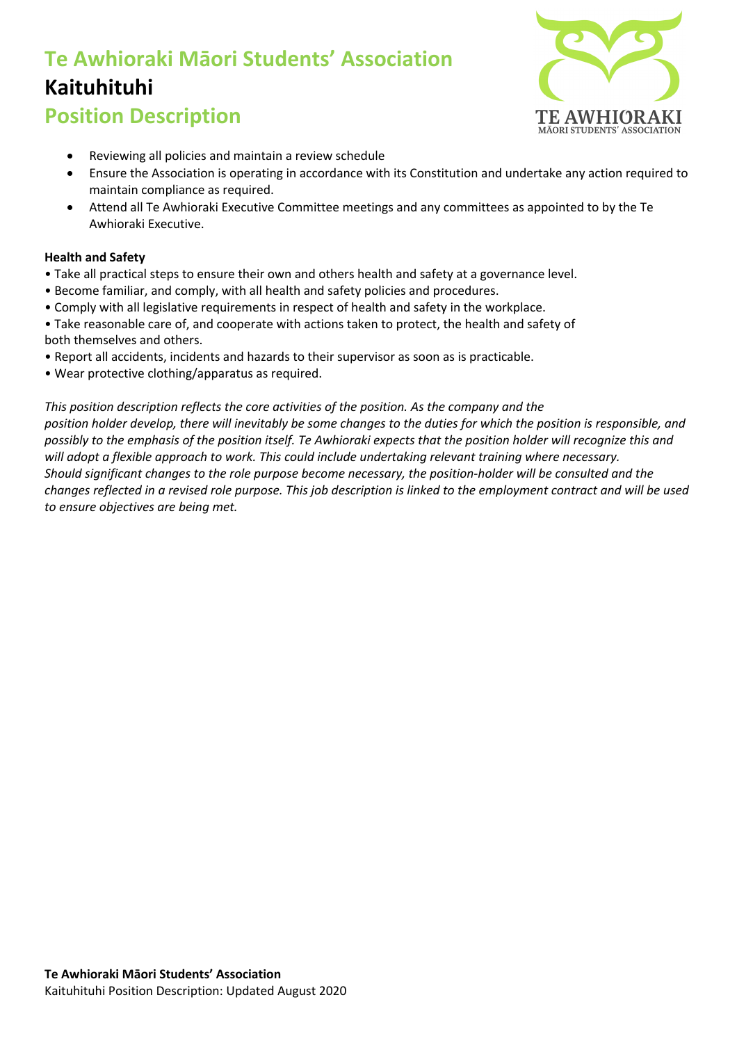- Reviewing all policies and maintain a review schedule
- Ensure the Association is operating in accordance with its Constitution and undertake any action required to maintain compliance as required.
- Attend all Te Awhioraki Executive Committee meetings and any committees as appointed to by the Te Awhioraki Executive.

**Health and Safety**

- Take all practical steps to ensure their own and others health and safety at a governance level.
- Become familiar, and comply, with all health and safety policies and procedures.
- Comply with all legislative requirements in respect of health and safety in the workplace.
- Take reasonable care of, and cooperate with actions taken to protect, the health and safety of both themselves and others.
- Report all accidents, incidents and hazards to their supervisor as soon as is practicable.
- Wear protective clothing/apparatus as required.

*This position description reflects the core activities of the position. As the company and the position holder develop, there will inevitably be some changes to the duties for which the position is responsible, and possibly to the emphasis of the position itself. Te Awhioraki expects that the position holder will recognize this and will adopt a flexible approach to work. This could include undertaking relevant training where necessary. Should significant changes to the role purpose become necessary, the position-holder will be consulted and the changes reflected in a revised role purpose. This job description is linked to the employment contract and will be used to ensure objectives are being met.*